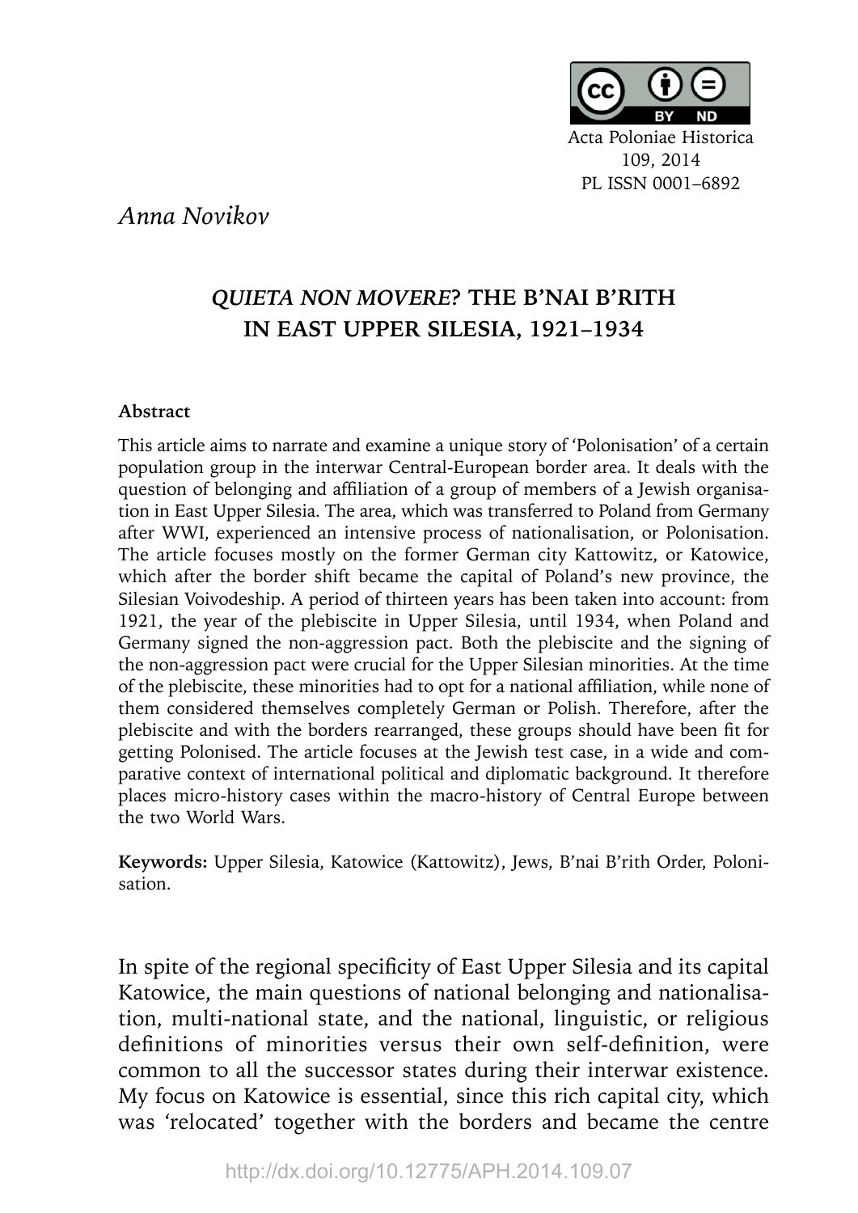Acta Poloniae Historica
109, 2014
PL ISSN 0001–6892

*Anna Novikov*

# *QUIETA NON MOVERE*? THE B'NAI B'RITH IN EAST UPPER SILESIA, 1921–1934

**Abstract**

This article aims to narrate and examine a unique story of 'Polonisation' of a certain population group in the interwar Central-European border area. It deals with the question of belonging and affiliation of a group of members of a Jewish organisation in East Upper Silesia. The area, which was transferred to Poland from Germany after WWI, experienced an intensive process of nationalisation, or Polonisation. The article focuses mostly on the former German city Kattowitz, or Katowice, which after the border shift became the capital of Poland's new province, the Silesian Voivodeship. A period of thirteen years has been taken into account: from 1921, the year of the plebiscite in Upper Silesia, until 1934, when Poland and Germany signed the non-aggression pact. Both the plebiscite and the signing of the non-aggression pact were crucial for the Upper Silesian minorities. At the time of the plebiscite, these minorities had to opt for a national affiliation, while none of them considered themselves completely German or Polish. Therefore, after the plebiscite and with the borders rearranged, these groups should have been fit for getting Polonised. The article focuses at the Jewish test case, in a wide and comparative context of international political and diplomatic background. It therefore places micro-history cases within the macro-history of Central Europe between the two World Wars.

**Keywords:** Upper Silesia, Katowice (Kattowitz), Jews, B'nai B'rith Order, Polonisation.

In spite of the regional specificity of East Upper Silesia and its capital Katowice, the main questions of national belonging and nationalisation, multi-national state, and the national, linguistic, or religious definitions of minorities versus their own self-definition, were common to all the successor states during their interwar existence. My focus on Katowice is essential, since this rich capital city, which was 'relocated' together with the borders and became the centre

http://dx.doi.org/10.12775/APH.2014.109.07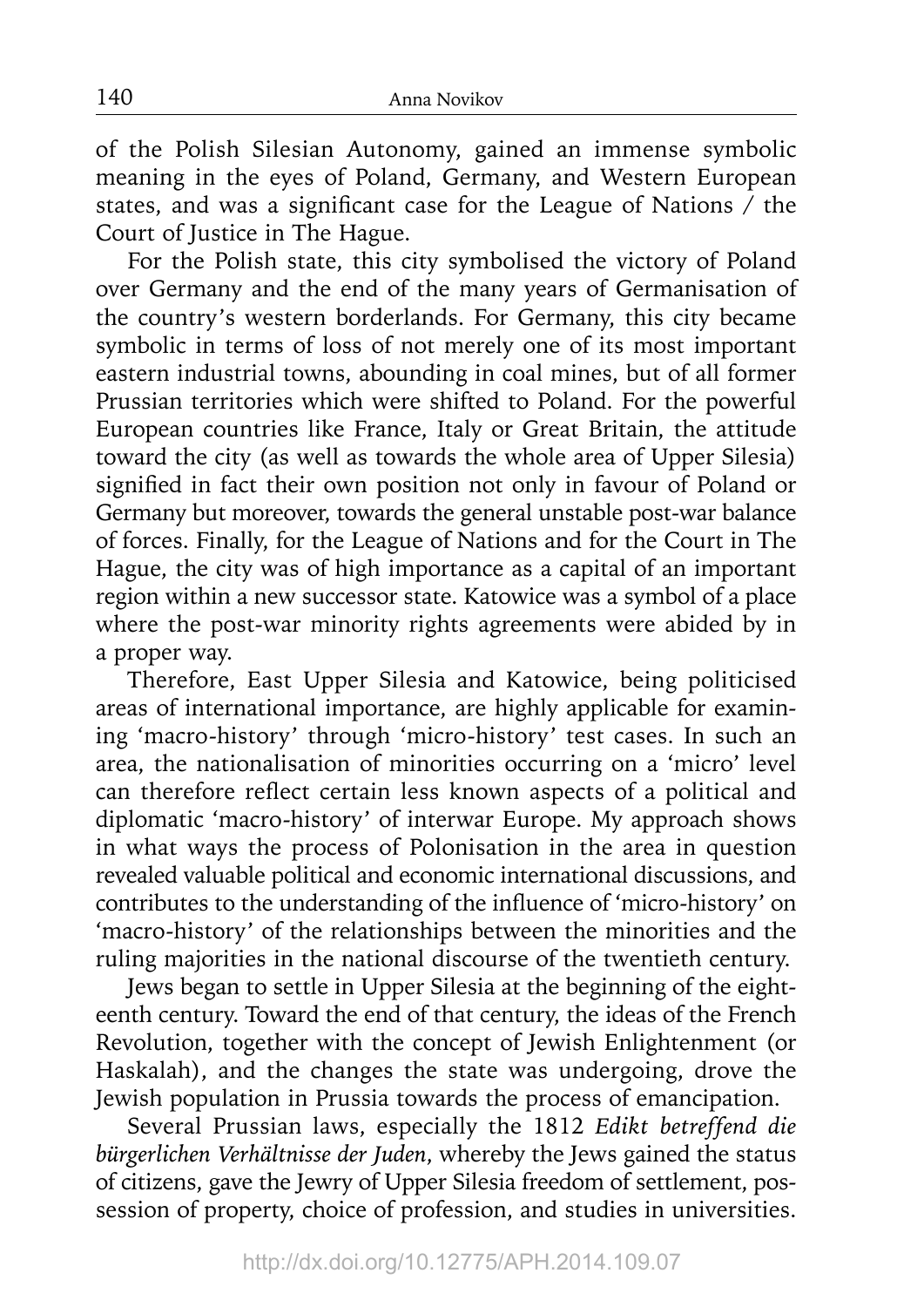of the Polish Silesian Autonomy, gained an immense symbolic meaning in the eyes of Poland, Germany, and Western European states, and was a significant case for the League of Nations / the Court of Justice in The Hague.

For the Polish state, this city symbolised the victory of Poland over Germany and the end of the many years of Germanisation of the country's western borderlands. For Germany, this city became symbolic in terms of loss of not merely one of its most important eastern industrial towns, abounding in coal mines, but of all former Prussian territories which were shifted to Poland. For the powerful European countries like France, Italy or Great Britain, the attitude toward the city (as well as towards the whole area of Upper Silesia) signified in fact their own position not only in favour of Poland or Germany but moreover, towards the general unstable post-war balance of forces. Finally, for the League of Nations and for the Court in The Hague, the city was of high importance as a capital of an important region within a new successor state. Katowice was a symbol of a place where the post-war minority rights agreements were abided by in a proper way.

Therefore, East Upper Silesia and Katowice, being politicised areas of international importance, are highly applicable for examining 'macro-history' through 'micro-history' test cases. In such an area, the nationalisation of minorities occurring on a 'micro' level can therefore reflect certain less known aspects of a political and diplomatic 'macro-history' of interwar Europe. My approach shows in what ways the process of Polonisation in the area in question revealed valuable political and economic international discussions, and contributes to the understanding of the influence of 'micro-history' on 'macro-history' of the relationships between the minorities and the ruling majorities in the national discourse of the twentieth century.

Jews began to settle in Upper Silesia at the beginning of the eighteenth century. Toward the end of that century, the ideas of the French Revolution, together with the concept of Jewish Enlightenment (or Haskalah), and the changes the state was undergoing, drove the Jewish population in Prussia towards the process of emancipation.

Several Prussian laws, especially the 1812 *Edikt betreffend die bürgerlichen Verhältnisse der Juden*, whereby the Jews gained the status of citizens, gave the Jewry of Upper Silesia freedom of settlement, possession of property, choice of profession, and studies in universities.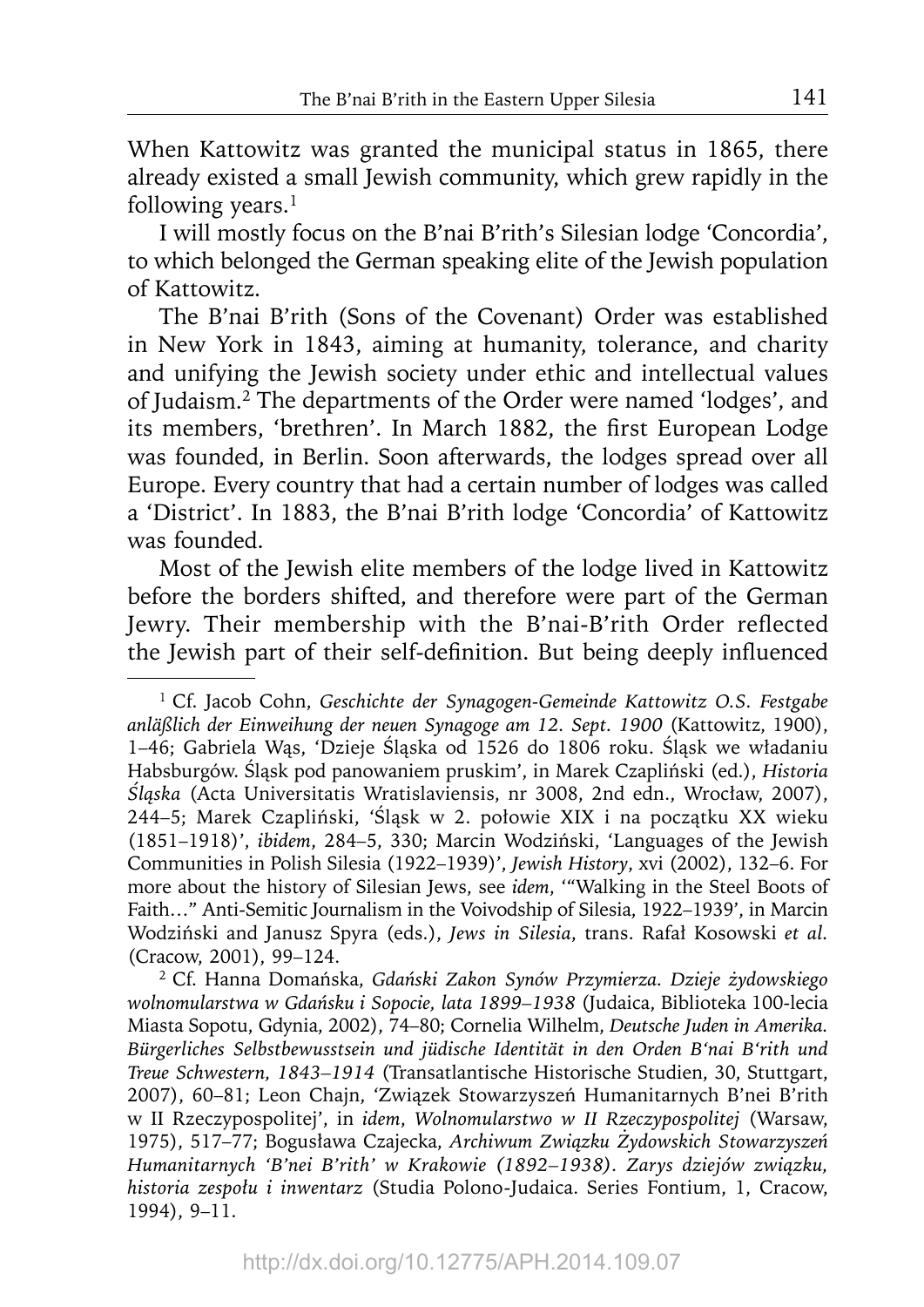When Kattowitz was granted the municipal status in 1865, there already existed a small Jewish community, which grew rapidly in the following years.[1]

I will mostly focus on the B'nai B'rith's Silesian lodge 'Concordia', to which belonged the German speaking elite of the Jewish population of Kattowitz.

The B'nai B'rith (Sons of the Covenant) Order was established in New York in 1843, aiming at humanity, tolerance, and charity and unifying the Jewish society under ethic and intellectual values of Judaism.[2] The departments of the Order were named 'lodges', and its members, 'brethren'. In March 1882, the first European Lodge was founded, in Berlin. Soon afterwards, the lodges spread over all Europe. Every country that had a certain number of lodges was called a 'District'. In 1883, the B'nai B'rith lodge 'Concordia' of Kattowitz was founded.

Most of the Jewish elite members of the lodge lived in Kattowitz before the borders shifted, and therefore were part of the German Jewry. Their membership with the B'nai-B'rith Order reflected the Jewish part of their self-definition. But being deeply influenced

---

[1] Cf. Jacob Cohn, *Geschichte der Synagogen-Gemeinde Kattowitz O.S. Festgabe anläßlich der Einweihung der neuen Synagoge am 12. Sept. 1900* (Kattowitz, 1900), 1–46; Gabriela Wąs, 'Dzieje Śląska od 1526 do 1806 roku. Śląsk we władaniu Habsburgów. Śląsk pod panowaniem pruskim', in Marek Czapliński (ed.), *Historia Śląska* (Acta Universitatis Wratislaviensis, nr 3008, 2nd edn., Wrocław, 2007), 244–5; Marek Czapliński, 'Śląsk w 2. połowie XIX i na początku XX wieku (1851–1918)', *ibidem*, 284–5, 330; Marcin Wodziński, 'Languages of the Jewish Communities in Polish Silesia (1922–1939)', *Jewish History*, xvi (2002), 132–6. For more about the history of Silesian Jews, see *idem*, '"Walking in the Steel Boots of Faith..." Anti-Semitic Journalism in the Voivodship of Silesia, 1922–1939', in Marcin Wodziński and Janusz Spyra (eds.), *Jews in Silesia*, trans. Rafał Kosowski *et al.* (Cracow, 2001), 99–124.

[2] Cf. Hanna Domańska, *Gdański Zakon Synów Przymierza. Dzieje żydowskiego wolnomularstwa w Gdańsku i Sopocie, lata 1899–1938* (Judaica, Biblioteka 100-lecia Miasta Sopotu, Gdynia, 2002), 74–80; Cornelia Wilhelm, *Deutsche Juden in Amerika. Bürgerliches Selbstbewusstsein und jüdische Identität in den Orden B'nai B'rith und Treue Schwestern, 1843–1914* (Transatlantische Historische Studien, 30, Stuttgart, 2007), 60–81; Leon Chajn, 'Związek Stowarzyszeń Humanitarnych B'nei B'rith w II Rzeczypospolitej', in *idem*, *Wolnomularstwo w II Rzeczypospolitej* (Warsaw, 1975), 517–77; Bogusława Czajecka, *Archiwum Związku Żydowskich Stowarzyszeń Humanitarnych 'B'nei B'rith' w Krakowie (1892–1938). Zarys dziejów związku, historia zespołu i inwentarz* (Studia Polono-Judaica. Series Fontium, 1, Cracow, 1994), 9–11.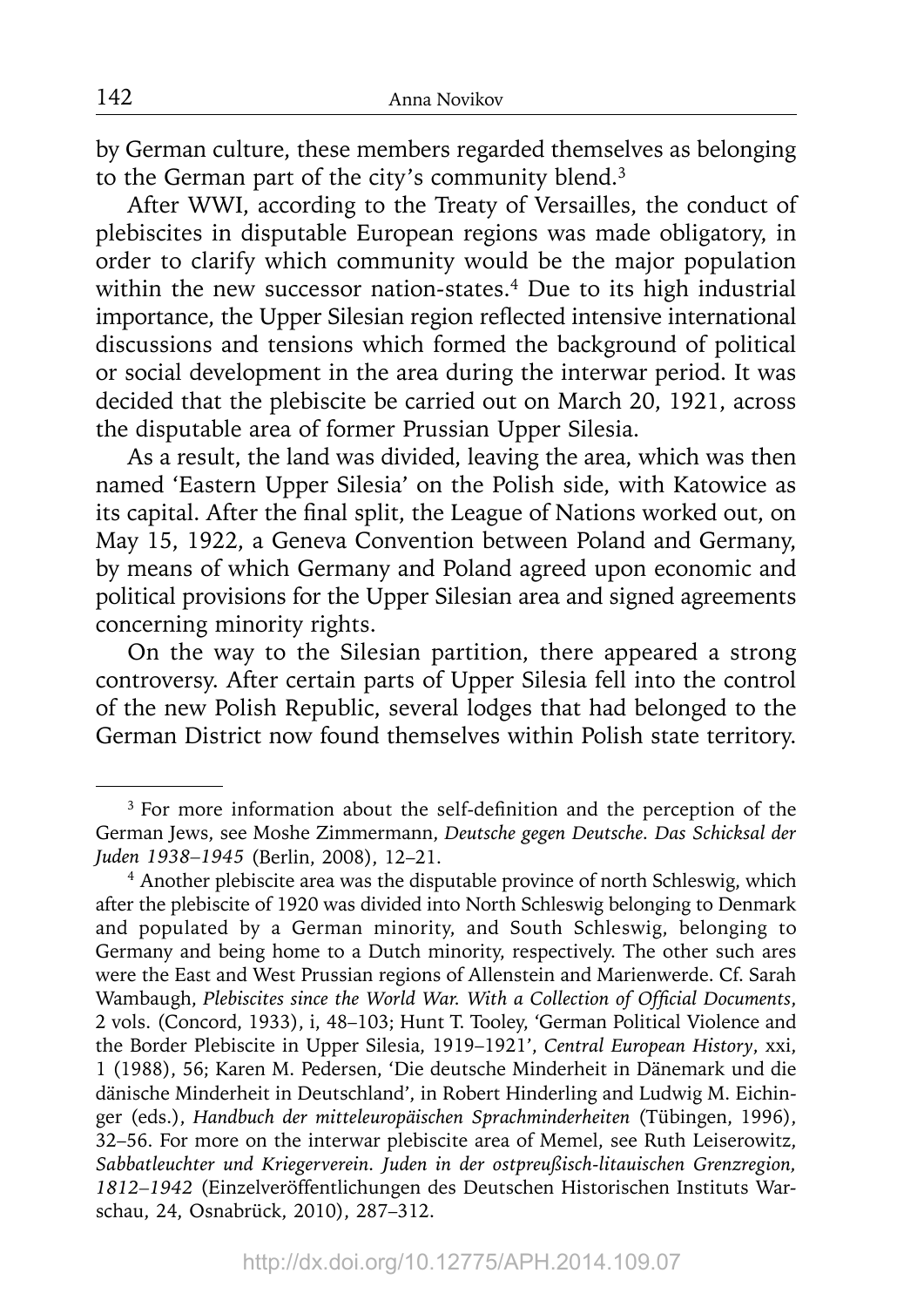by German culture, these members regarded themselves as belonging to the German part of the city's community blend.[3]

After WWI, according to the Treaty of Versailles, the conduct of plebiscites in disputable European regions was made obligatory, in order to clarify which community would be the major population within the new successor nation-states.[4] Due to its high industrial importance, the Upper Silesian region reflected intensive international discussions and tensions which formed the background of political or social development in the area during the interwar period. It was decided that the plebiscite be carried out on March 20, 1921, across the disputable area of former Prussian Upper Silesia.

As a result, the land was divided, leaving the area, which was then named 'Eastern Upper Silesia' on the Polish side, with Katowice as its capital. After the final split, the League of Nations worked out, on May 15, 1922, a Geneva Convention between Poland and Germany, by means of which Germany and Poland agreed upon economic and political provisions for the Upper Silesian area and signed agreements concerning minority rights.

On the way to the Silesian partition, there appeared a strong controversy. After certain parts of Upper Silesia fell into the control of the new Polish Republic, several lodges that had belonged to the German District now found themselves within Polish state territory.

---

[3] For more information about the self-definition and the perception of the German Jews, see Moshe Zimmermann, *Deutsche gegen Deutsche. Das Schicksal der Juden 1938–1945* (Berlin, 2008), 12–21.

[4] Another plebiscite area was the disputable province of north Schleswig, which after the plebiscite of 1920 was divided into North Schleswig belonging to Denmark and populated by a German minority, and South Schleswig, belonging to Germany and being home to a Dutch minority, respectively. The other such ares were the East and West Prussian regions of Allenstein and Marienwerde. Cf. Sarah Wambaugh, *Plebiscites since the World War. With a Collection of Official Documents*, 2 vols. (Concord, 1933), i, 48–103; Hunt T. Tooley, 'German Political Violence and the Border Plebiscite in Upper Silesia, 1919–1921', *Central European History*, xxi, 1 (1988), 56; Karen M. Pedersen, 'Die deutsche Minderheit in Dänemark und die dänische Minderheit in Deutschland', in Robert Hinderling and Ludwig M. Eichinger (eds.), *Handbuch der mitteleuropäischen Sprachminderheiten* (Tübingen, 1996), 32–56. For more on the interwar plebiscite area of Memel, see Ruth Leiserowitz, *Sabbatleuchter und Kriegerverein. Juden in der ostpreußisch-litauischen Grenzregion, 1812–1942* (Einzelveröffentlichungen des Deutschen Historischen Instituts Warschau, 24, Osnabrück, 2010), 287–312.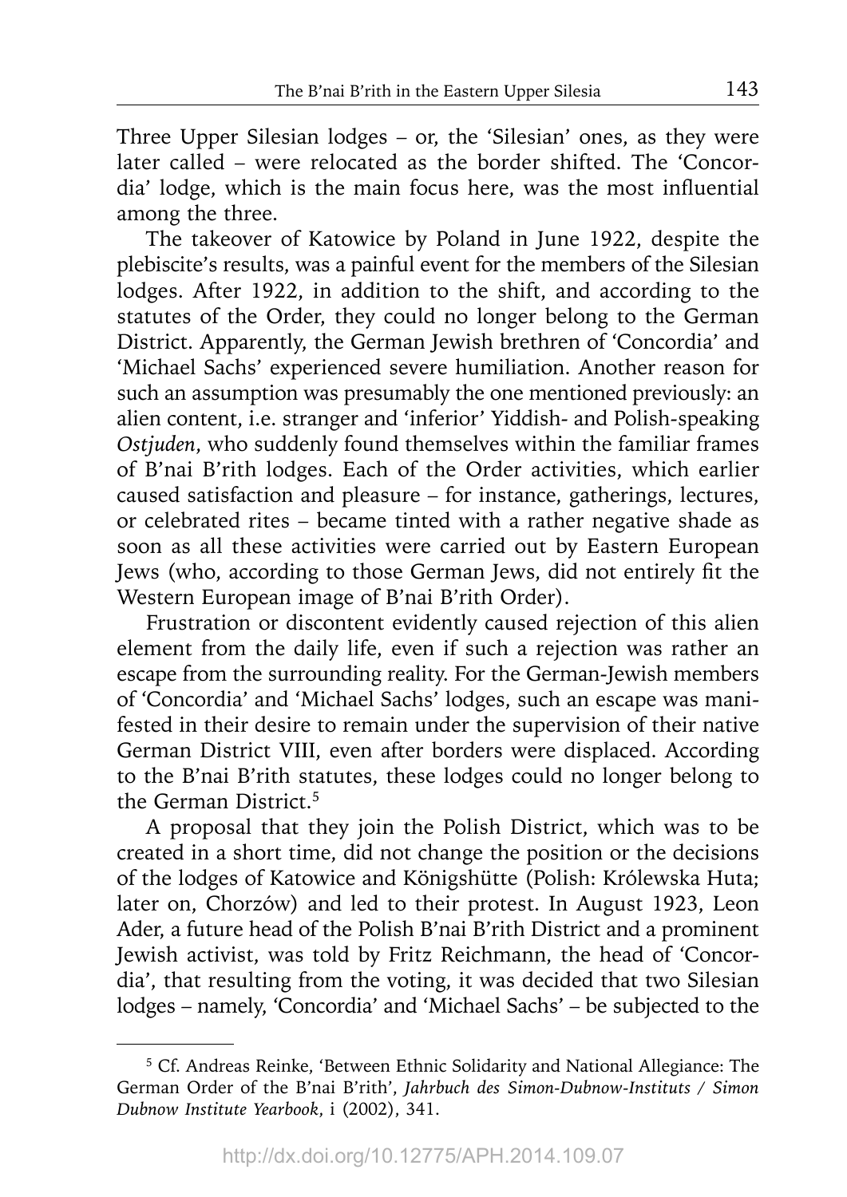Three Upper Silesian lodges – or, the 'Silesian' ones, as they were later called – were relocated as the border shifted. The 'Concordia' lodge, which is the main focus here, was the most influential among the three.

The takeover of Katowice by Poland in June 1922, despite the plebiscite's results, was a painful event for the members of the Silesian lodges. After 1922, in addition to the shift, and according to the statutes of the Order, they could no longer belong to the German District. Apparently, the German Jewish brethren of 'Concordia' and 'Michael Sachs' experienced severe humiliation. Another reason for such an assumption was presumably the one mentioned previously: an alien content, i.e. stranger and 'inferior' Yiddish- and Polish-speaking *Ostjuden*, who suddenly found themselves within the familiar frames of B'nai B'rith lodges. Each of the Order activities, which earlier caused satisfaction and pleasure – for instance, gatherings, lectures, or celebrated rites – became tinted with a rather negative shade as soon as all these activities were carried out by Eastern European Jews (who, according to those German Jews, did not entirely fit the Western European image of B'nai B'rith Order).

Frustration or discontent evidently caused rejection of this alien element from the daily life, even if such a rejection was rather an escape from the surrounding reality. For the German-Jewish members of 'Concordia' and 'Michael Sachs' lodges, such an escape was manifested in their desire to remain under the supervision of their native German District VIII, even after borders were displaced. According to the B'nai B'rith statutes, these lodges could no longer belong to the German District.[5]

A proposal that they join the Polish District, which was to be created in a short time, did not change the position or the decisions of the lodges of Katowice and Königshütte (Polish: Królewska Huta; later on, Chorzów) and led to their protest. In August 1923, Leon Ader, a future head of the Polish B'nai B'rith District and a prominent Jewish activist, was told by Fritz Reichmann, the head of 'Concordia', that resulting from the voting, it was decided that two Silesian lodges – namely, 'Concordia' and 'Michael Sachs' – be subjected to the

---

[5] Cf. Andreas Reinke, 'Between Ethnic Solidarity and National Allegiance: The German Order of the B'nai B'rith', *Jahrbuch des Simon-Dubnow-Instituts / Simon Dubnow Institute Yearbook*, i (2002), 341.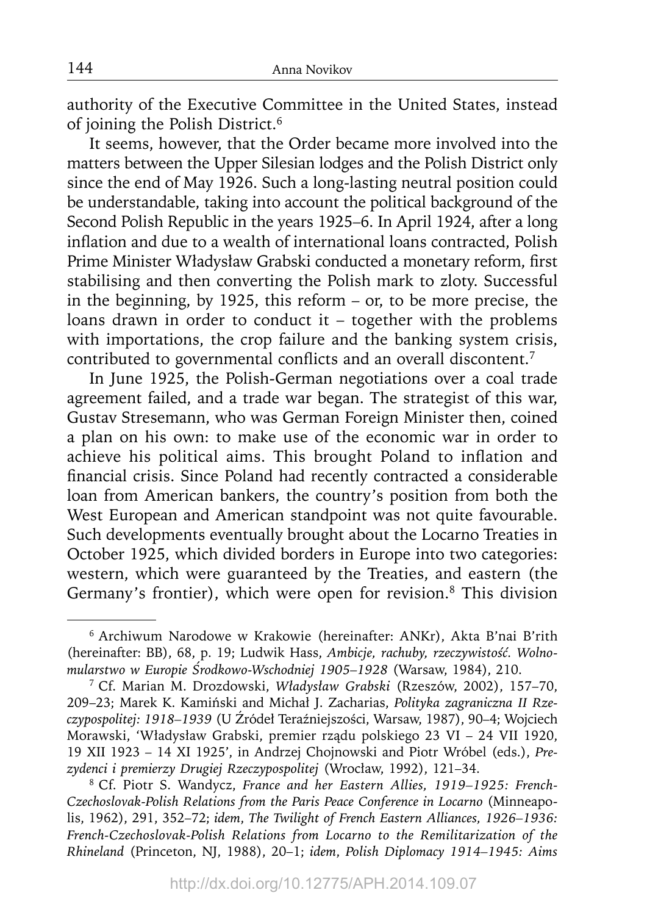authority of the Executive Committee in the United States, instead of joining the Polish District.[6]

It seems, however, that the Order became more involved into the matters between the Upper Silesian lodges and the Polish District only since the end of May 1926. Such a long-lasting neutral position could be understandable, taking into account the political background of the Second Polish Republic in the years 1925–6. In April 1924, after a long inflation and due to a wealth of international loans contracted, Polish Prime Minister Władysław Grabski conducted a monetary reform, first stabilising and then converting the Polish mark to zloty. Successful in the beginning, by 1925, this reform – or, to be more precise, the loans drawn in order to conduct it – together with the problems with importations, the crop failure and the banking system crisis, contributed to governmental conflicts and an overall discontent.[7]

In June 1925, the Polish-German negotiations over a coal trade agreement failed, and a trade war began. The strategist of this war, Gustav Stresemann, who was German Foreign Minister then, coined a plan on his own: to make use of the economic war in order to achieve his political aims. This brought Poland to inflation and financial crisis. Since Poland had recently contracted a considerable loan from American bankers, the country's position from both the West European and American standpoint was not quite favourable. Such developments eventually brought about the Locarno Treaties in October 1925, which divided borders in Europe into two categories: western, which were guaranteed by the Treaties, and eastern (the Germany's frontier), which were open for revision.[8] This division

---

[6] Archiwum Narodowe w Krakowie (hereinafter: ANKr), Akta B'nai B'rith (hereinafter: BB), 68, p. 19; Ludwik Hass, *Ambicje, rachuby, rzeczywistość. Wolnomularstwo w Europie Środkowo-Wschodniej 1905–1928* (Warsaw, 1984), 210.

[7] Cf. Marian M. Drozdowski, *Władysław Grabski* (Rzeszów, 2002), 157–70, 209–23; Marek K. Kamiński and Michał J. Zacharias, *Polityka zagraniczna II Rzeczypospolitej: 1918–1939* (U Źródeł Teraźniejszości, Warsaw, 1987), 90–4; Wojciech Morawski, 'Władysław Grabski, premier rządu polskiego 23 VI – 24 VII 1920, 19 XII 1923 – 14 XI 1925', in Andrzej Chojnowski and Piotr Wróbel (eds.), *Prezydenci i premierzy Drugiej Rzeczypospolitej* (Wrocław, 1992), 121–34.

[8] Cf. Piotr S. Wandycz, *France and her Eastern Allies, 1919–1925: French-Czechoslovak-Polish Relations from the Paris Peace Conference in Locarno* (Minneapolis, 1962), 291, 352–72; *idem*, *The Twilight of French Eastern Alliances, 1926–1936: French-Czechoslovak-Polish Relations from Locarno to the Remilitarization of the Rhineland* (Princeton, NJ, 1988), 20–1; *idem*, *Polish Diplomacy 1914–1945: Aims*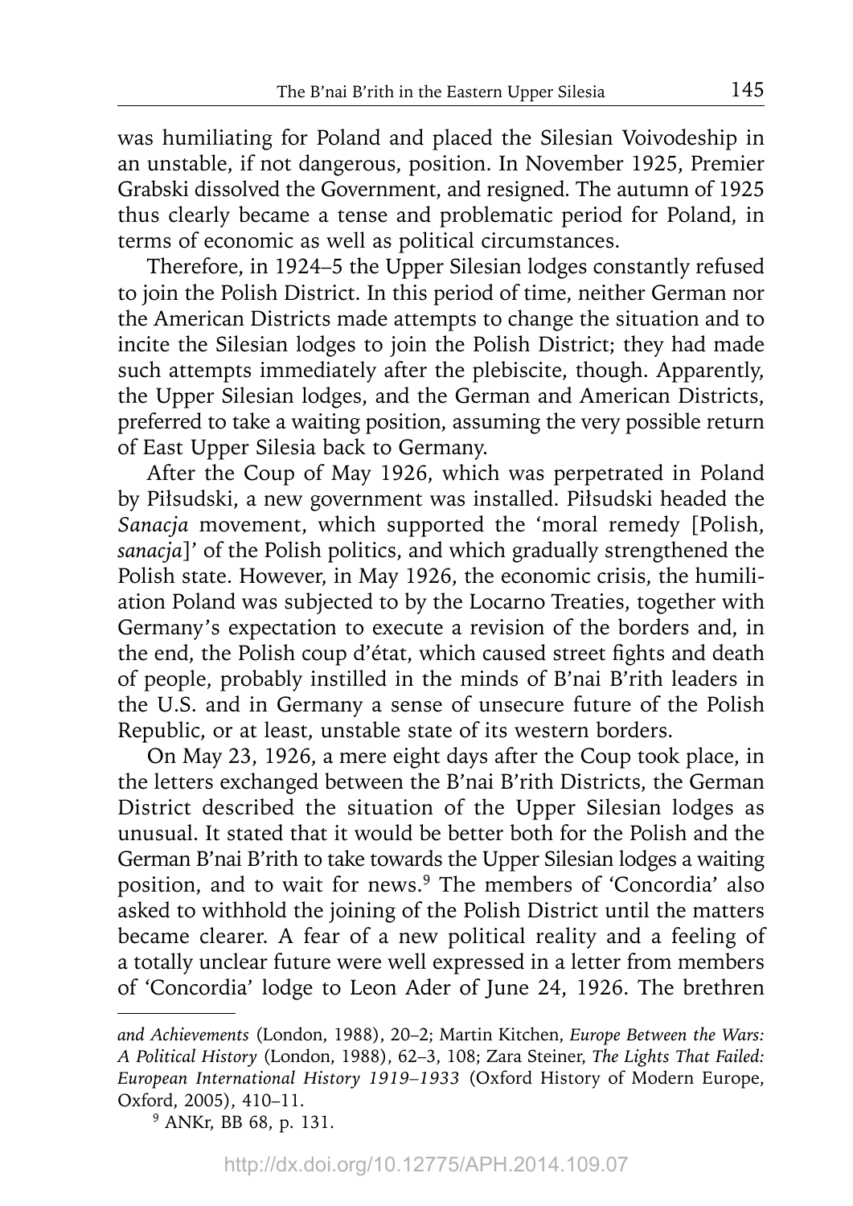was humiliating for Poland and placed the Silesian Voivodeship in an unstable, if not dangerous, position. In November 1925, Premier Grabski dissolved the Government, and resigned. The autumn of 1925 thus clearly became a tense and problematic period for Poland, in terms of economic as well as political circumstances.

Therefore, in 1924–5 the Upper Silesian lodges constantly refused to join the Polish District. In this period of time, neither German nor the American Districts made attempts to change the situation and to incite the Silesian lodges to join the Polish District; they had made such attempts immediately after the plebiscite, though. Apparently, the Upper Silesian lodges, and the German and American Districts, preferred to take a waiting position, assuming the very possible return of East Upper Silesia back to Germany.

After the Coup of May 1926, which was perpetrated in Poland by Piłsudski, a new government was installed. Piłsudski headed the *Sanacja* movement, which supported the 'moral remedy [Polish, *sanacja*]' of the Polish politics, and which gradually strengthened the Polish state. However, in May 1926, the economic crisis, the humiliation Poland was subjected to by the Locarno Treaties, together with Germany's expectation to execute a revision of the borders and, in the end, the Polish coup d'état, which caused street fights and death of people, probably instilled in the minds of B'nai B'rith leaders in the U.S. and in Germany a sense of unsecure future of the Polish Republic, or at least, unstable state of its western borders.

On May 23, 1926, a mere eight days after the Coup took place, in the letters exchanged between the B'nai B'rith Districts, the German District described the situation of the Upper Silesian lodges as unusual. It stated that it would be better both for the Polish and the German B'nai B'rith to take towards the Upper Silesian lodges a waiting position, and to wait for news.[9] The members of 'Concordia' also asked to withhold the joining of the Polish District until the matters became clearer. A fear of a new political reality and a feeling of a totally unclear future were well expressed in a letter from members of 'Concordia' lodge to Leon Ader of June 24, 1926. The brethren

---

*and Achievements* (London, 1988), 20–2; Martin Kitchen, *Europe Between the Wars: A Political History* (London, 1988), 62–3, 108; Zara Steiner, *The Lights That Failed: European International History 1919–1933* (Oxford History of Modern Europe, Oxford, 2005), 410–11.

[9] ANKr, BB 68, p. 131.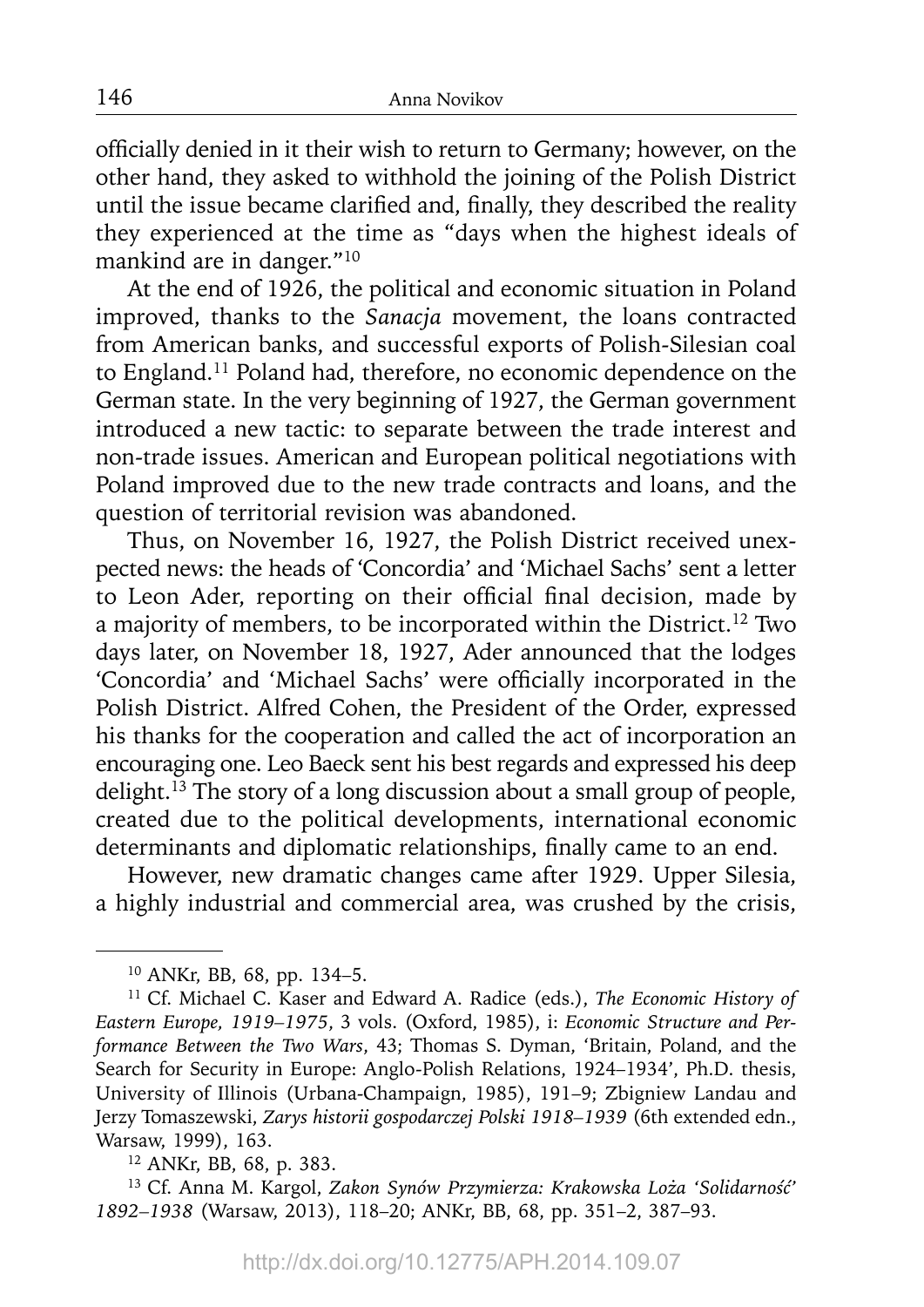officially denied in it their wish to return to Germany; however, on the other hand, they asked to withhold the joining of the Polish District until the issue became clarified and, finally, they described the reality they experienced at the time as "days when the highest ideals of mankind are in danger."[10]

At the end of 1926, the political and economic situation in Poland improved, thanks to the *Sanacja* movement, the loans contracted from American banks, and successful exports of Polish-Silesian coal to England.[11] Poland had, therefore, no economic dependence on the German state. In the very beginning of 1927, the German government introduced a new tactic: to separate between the trade interest and non-trade issues. American and European political negotiations with Poland improved due to the new trade contracts and loans, and the question of territorial revision was abandoned.

Thus, on November 16, 1927, the Polish District received unexpected news: the heads of 'Concordia' and 'Michael Sachs' sent a letter to Leon Ader, reporting on their official final decision, made by a majority of members, to be incorporated within the District.[12] Two days later, on November 18, 1927, Ader announced that the lodges 'Concordia' and 'Michael Sachs' were officially incorporated in the Polish District. Alfred Cohen, the President of the Order, expressed his thanks for the cooperation and called the act of incorporation an encouraging one. Leo Baeck sent his best regards and expressed his deep delight.[13] The story of a long discussion about a small group of people, created due to the political developments, international economic determinants and diplomatic relationships, finally came to an end.

However, new dramatic changes came after 1929. Upper Silesia, a highly industrial and commercial area, was crushed by the crisis,

---

[10] ANKr, BB, 68, pp. 134–5.

[11] Cf. Michael C. Kaser and Edward A. Radice (eds.), *The Economic History of Eastern Europe, 1919–1975*, 3 vols. (Oxford, 1985), i: *Economic Structure and Performance Between the Two Wars*, 43; Thomas S. Dyman, 'Britain, Poland, and the Search for Security in Europe: Anglo-Polish Relations, 1924–1934', Ph.D. thesis, University of Illinois (Urbana-Champaign, 1985), 191–9; Zbigniew Landau and Jerzy Tomaszewski, *Zarys historii gospodarczej Polski 1918–1939* (6th extended edn., Warsaw, 1999), 163.

[12] ANKr, BB, 68, p. 383.

[13] Cf. Anna M. Kargol, *Zakon Synów Przymierza: Krakowska Loża 'Solidarność' 1892–1938* (Warsaw, 2013), 118–20; ANKr, BB, 68, pp. 351–2, 387–93.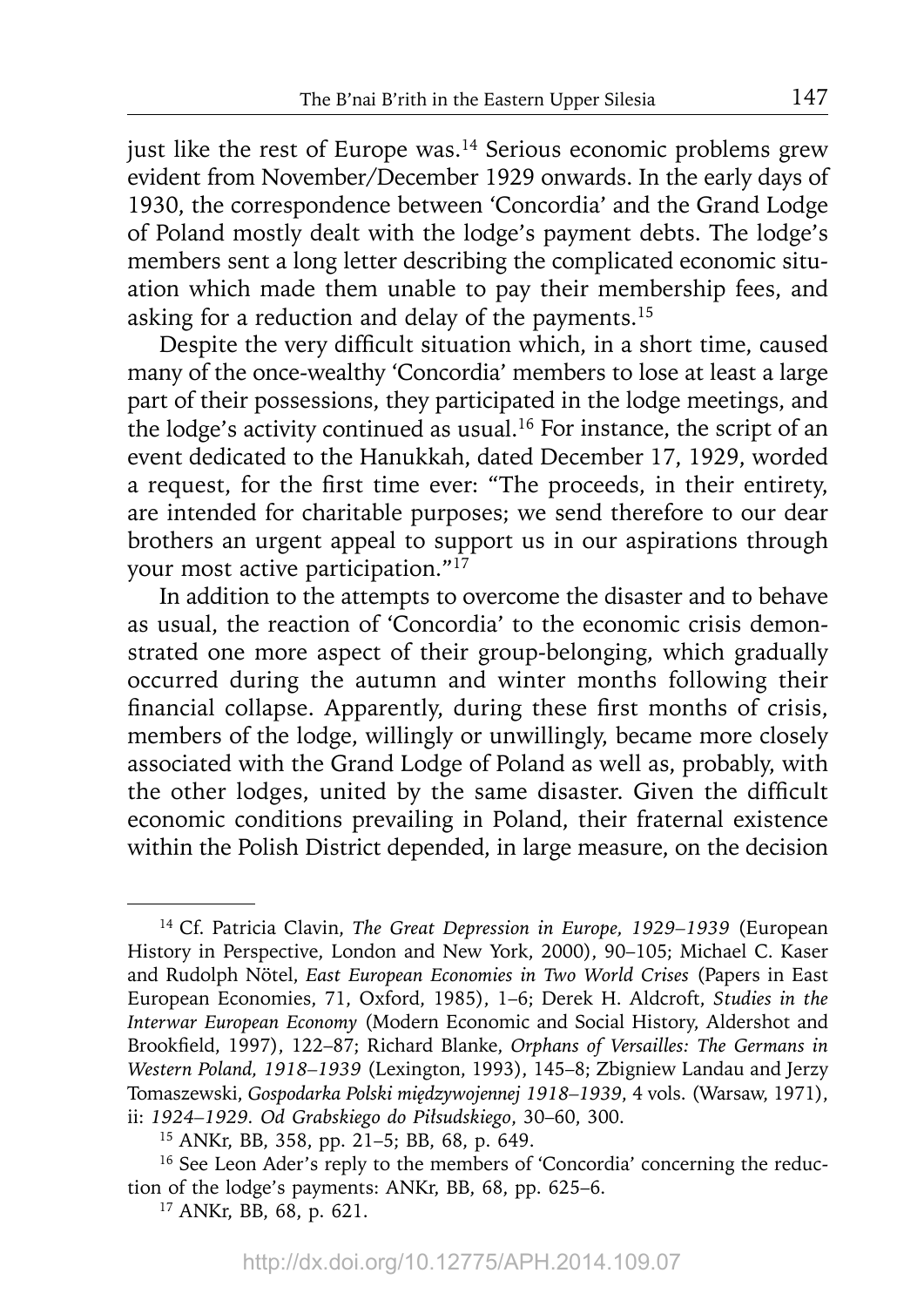just like the rest of Europe was.[14] Serious economic problems grew evident from November/December 1929 onwards. In the early days of 1930, the correspondence between 'Concordia' and the Grand Lodge of Poland mostly dealt with the lodge's payment debts. The lodge's members sent a long letter describing the complicated economic situation which made them unable to pay their membership fees, and asking for a reduction and delay of the payments.[15]

Despite the very difficult situation which, in a short time, caused many of the once-wealthy 'Concordia' members to lose at least a large part of their possessions, they participated in the lodge meetings, and the lodge's activity continued as usual.[16] For instance, the script of an event dedicated to the Hanukkah, dated December 17, 1929, worded a request, for the first time ever: "The proceeds, in their entirety, are intended for charitable purposes; we send therefore to our dear brothers an urgent appeal to support us in our aspirations through your most active participation."[17]

In addition to the attempts to overcome the disaster and to behave as usual, the reaction of 'Concordia' to the economic crisis demonstrated one more aspect of their group-belonging, which gradually occurred during the autumn and winter months following their financial collapse. Apparently, during these first months of crisis, members of the lodge, willingly or unwillingly, became more closely associated with the Grand Lodge of Poland as well as, probably, with the other lodges, united by the same disaster. Given the difficult economic conditions prevailing in Poland, their fraternal existence within the Polish District depended, in large measure, on the decision

---

[14] Cf. Patricia Clavin, *The Great Depression in Europe, 1929–1939* (European History in Perspective, London and New York, 2000), 90–105; Michael C. Kaser and Rudolph Nötel, *East European Economies in Two World Crises* (Papers in East European Economies, 71, Oxford, 1985), 1–6; Derek H. Aldcroft, *Studies in the Interwar European Economy* (Modern Economic and Social History, Aldershot and Brookfield, 1997), 122–87; Richard Blanke, *Orphans of Versailles: The Germans in Western Poland, 1918–1939* (Lexington, 1993), 145–8; Zbigniew Landau and Jerzy Tomaszewski, *Gospodarka Polski międzywojennej 1918–1939*, 4 vols. (Warsaw, 1971), ii: *1924–1929. Od Grabskiego do Piłsudskiego*, 30–60, 300.

[15] ANKr, BB, 358, pp. 21–5; BB, 68, p. 649.

[16] See Leon Ader's reply to the members of 'Concordia' concerning the reduction of the lodge's payments: ANKr, BB, 68, pp. 625–6.

[17] ANKr, BB, 68, p. 621.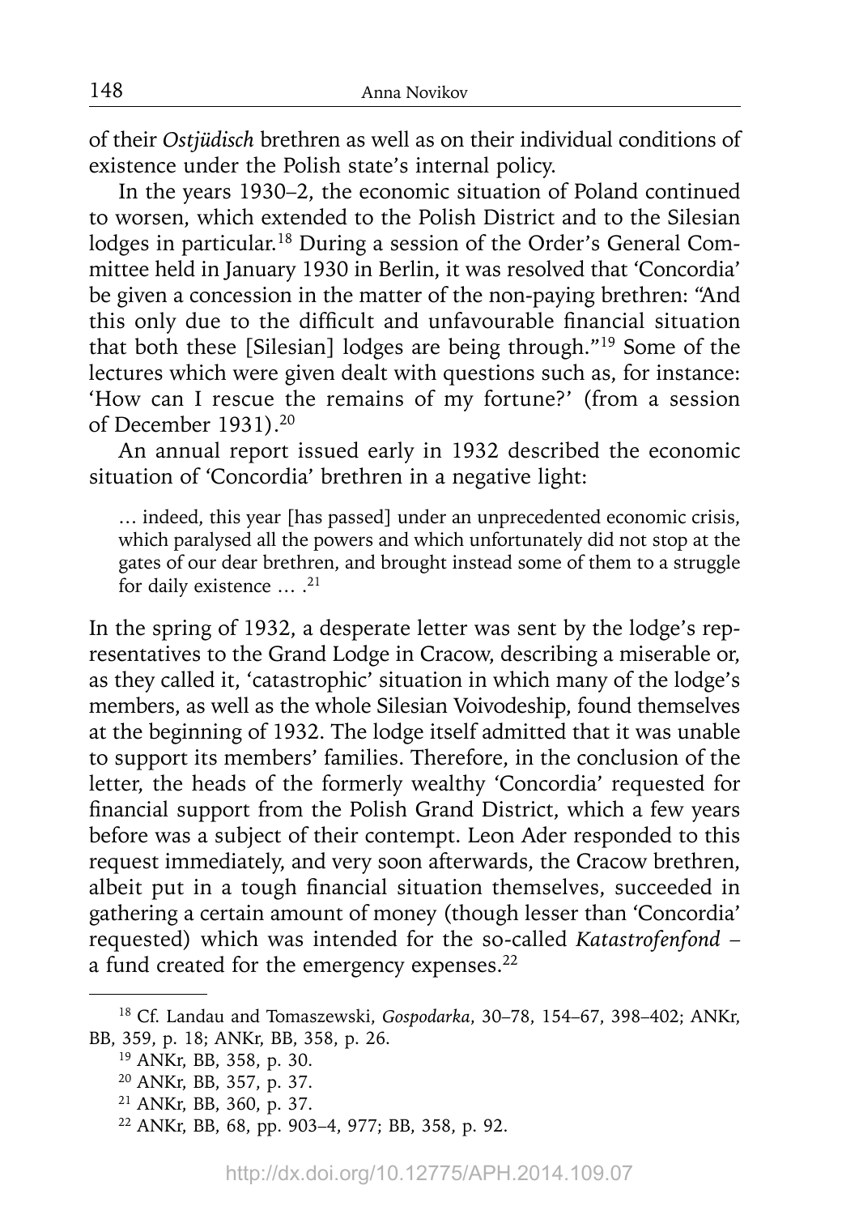of their *Ostjüdisch* brethren as well as on their individual conditions of existence under the Polish state's internal policy.

In the years 1930–2, the economic situation of Poland continued to worsen, which extended to the Polish District and to the Silesian lodges in particular.[18] During a session of the Order's General Committee held in January 1930 in Berlin, it was resolved that 'Concordia' be given a concession in the matter of the non-paying brethren: "And this only due to the difficult and unfavourable financial situation that both these [Silesian] lodges are being through."[19] Some of the lectures which were given dealt with questions such as, for instance: 'How can I rescue the remains of my fortune?' (from a session of December 1931).[20]

An annual report issued early in 1932 described the economic situation of 'Concordia' brethren in a negative light:

> … indeed, this year [has passed] under an unprecedented economic crisis, which paralysed all the powers and which unfortunately did not stop at the gates of our dear brethren, and brought instead some of them to a struggle for daily existence … .[21]

In the spring of 1932, a desperate letter was sent by the lodge's representatives to the Grand Lodge in Cracow, describing a miserable or, as they called it, 'catastrophic' situation in which many of the lodge's members, as well as the whole Silesian Voivodeship, found themselves at the beginning of 1932. The lodge itself admitted that it was unable to support its members' families. Therefore, in the conclusion of the letter, the heads of the formerly wealthy 'Concordia' requested for financial support from the Polish Grand District, which a few years before was a subject of their contempt. Leon Ader responded to this request immediately, and very soon afterwards, the Cracow brethren, albeit put in a tough financial situation themselves, succeeded in gathering a certain amount of money (though lesser than 'Concordia' requested) which was intended for the so-called *Katastrofenfond* – a fund created for the emergency expenses.[22]

---

[18] Cf. Landau and Tomaszewski, *Gospodarka*, 30–78, 154–67, 398–402; ANKr, BB, 359, p. 18; ANKr, BB, 358, p. 26.

[19] ANKr, BB, 358, p. 30.

[20] ANKr, BB, 357, p. 37.

[21] ANKr, BB, 360, p. 37.

[22] ANKr, BB, 68, pp. 903–4, 977; BB, 358, p. 92.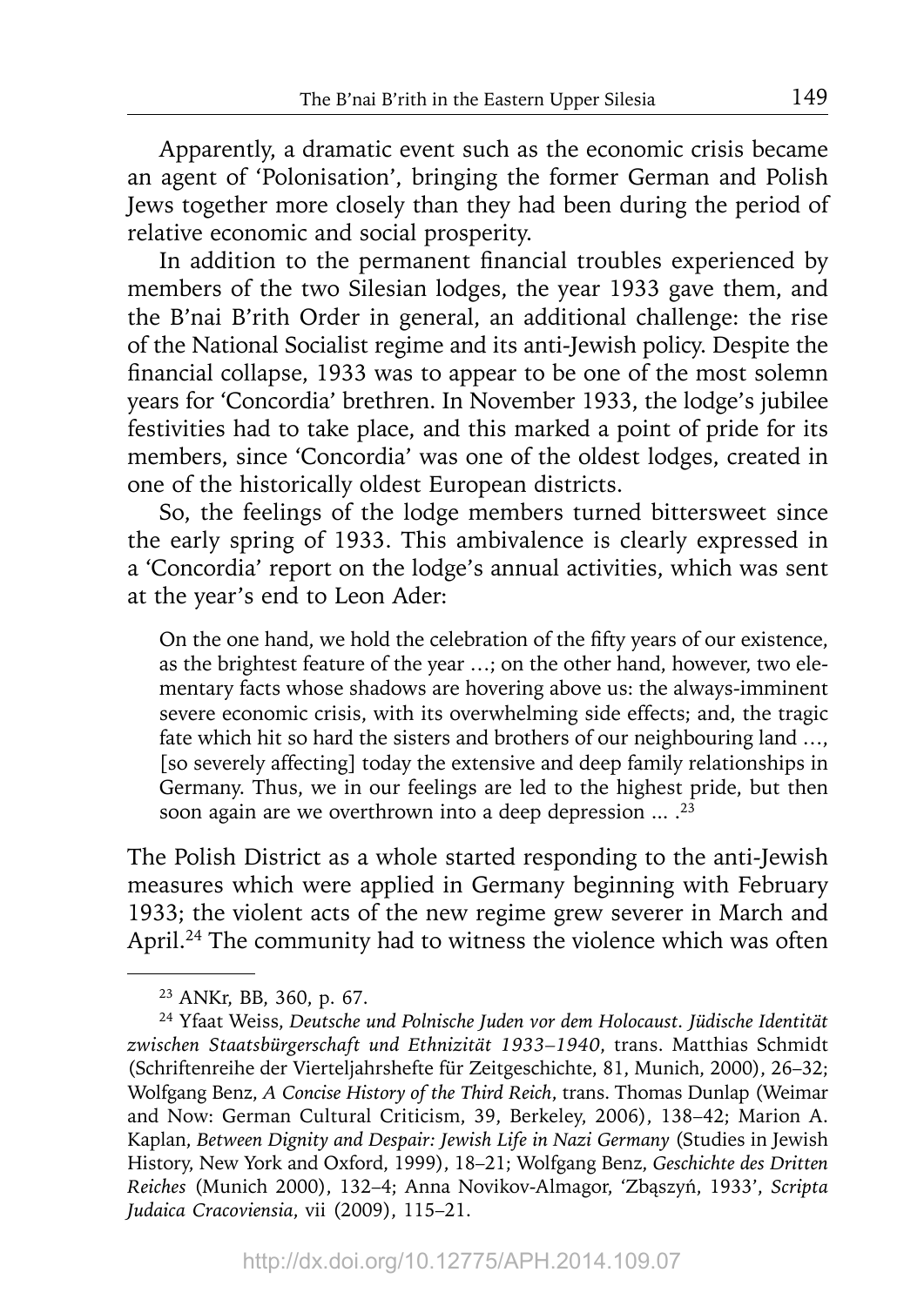Apparently, a dramatic event such as the economic crisis became an agent of 'Polonisation', bringing the former German and Polish Jews together more closely than they had been during the period of relative economic and social prosperity.

In addition to the permanent financial troubles experienced by members of the two Silesian lodges, the year 1933 gave them, and the B'nai B'rith Order in general, an additional challenge: the rise of the National Socialist regime and its anti-Jewish policy. Despite the financial collapse, 1933 was to appear to be one of the most solemn years for 'Concordia' brethren. In November 1933, the lodge's jubilee festivities had to take place, and this marked a point of pride for its members, since 'Concordia' was one of the oldest lodges, created in one of the historically oldest European districts.

So, the feelings of the lodge members turned bittersweet since the early spring of 1933. This ambivalence is clearly expressed in a 'Concordia' report on the lodge's annual activities, which was sent at the year's end to Leon Ader:

> On the one hand, we hold the celebration of the fifty years of our existence, as the brightest feature of the year …; on the other hand, however, two elementary facts whose shadows are hovering above us: the always-imminent severe economic crisis, with its overwhelming side effects; and, the tragic fate which hit so hard the sisters and brothers of our neighbouring land …, [so severely affecting] today the extensive and deep family relationships in Germany. Thus, we in our feelings are led to the highest pride, but then soon again are we overthrown into a deep depression ... .[23]

The Polish District as a whole started responding to the anti-Jewish measures which were applied in Germany beginning with February 1933; the violent acts of the new regime grew severer in March and April.[24] The community had to witness the violence which was often

---

[23] ANKr, BB, 360, p. 67.

[24] Yfaat Weiss, *Deutsche und Polnische Juden vor dem Holocaust. Jüdische Identität zwischen Staatsbürgerschaft und Ethnizität 1933–1940*, trans. Matthias Schmidt (Schriftenreihe der Vierteljahrshefte für Zeitgeschichte, 81, Munich, 2000), 26–32; Wolfgang Benz, *A Concise History of the Third Reich*, trans. Thomas Dunlap (Weimar and Now: German Cultural Criticism, 39, Berkeley, 2006), 138–42; Marion A. Kaplan, *Between Dignity and Despair: Jewish Life in Nazi Germany* (Studies in Jewish History, New York and Oxford, 1999), 18–21; Wolfgang Benz, *Geschichte des Dritten Reiches* (Munich 2000), 132–4; Anna Novikov-Almagor, 'Zbąszyń, 1933', *Scripta Judaica Cracoviensia*, vii (2009), 115–21.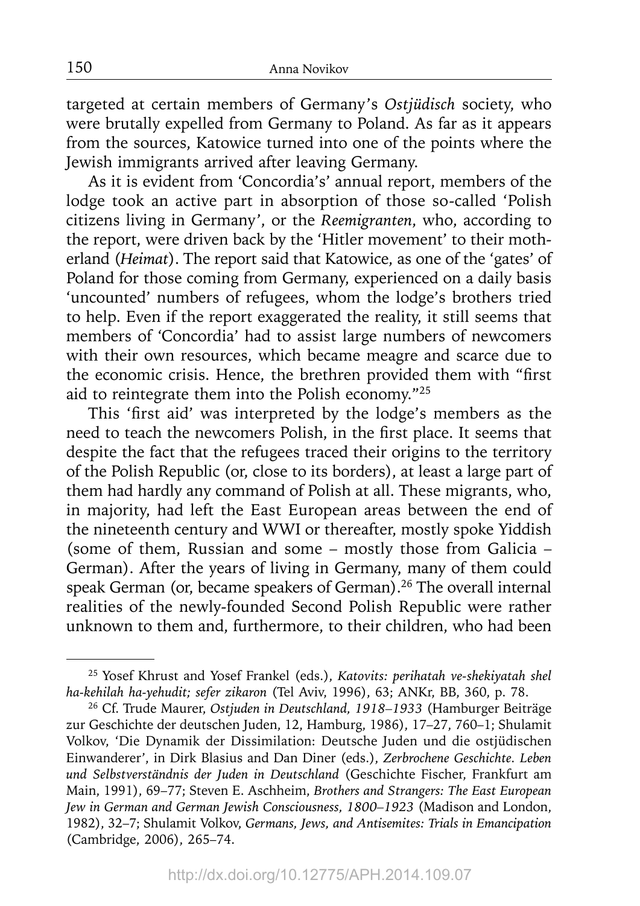targeted at certain members of Germany's *Ostjüdisch* society, who were brutally expelled from Germany to Poland. As far as it appears from the sources, Katowice turned into one of the points where the Jewish immigrants arrived after leaving Germany.

As it is evident from 'Concordia's' annual report, members of the lodge took an active part in absorption of those so-called 'Polish citizens living in Germany', or the *Reemigranten*, who, according to the report, were driven back by the 'Hitler movement' to their motherland (*Heimat*). The report said that Katowice, as one of the 'gates' of Poland for those coming from Germany, experienced on a daily basis 'uncounted' numbers of refugees, whom the lodge's brothers tried to help. Even if the report exaggerated the reality, it still seems that members of 'Concordia' had to assist large numbers of newcomers with their own resources, which became meagre and scarce due to the economic crisis. Hence, the brethren provided them with "first aid to reintegrate them into the Polish economy."[25]

This 'first aid' was interpreted by the lodge's members as the need to teach the newcomers Polish, in the first place. It seems that despite the fact that the refugees traced their origins to the territory of the Polish Republic (or, close to its borders), at least a large part of them had hardly any command of Polish at all. These migrants, who, in majority, had left the East European areas between the end of the nineteenth century and WWI or thereafter, mostly spoke Yiddish (some of them, Russian and some – mostly those from Galicia – German). After the years of living in Germany, many of them could speak German (or, became speakers of German).[26] The overall internal realities of the newly-founded Second Polish Republic were rather unknown to them and, furthermore, to their children, who had been

---

[25] Yosef Khrust and Yosef Frankel (eds.), *Katovits: perihatah ve-shekiyatah shel ha-kehilah ha-yehudit; sefer zikaron* (Tel Aviv, 1996), 63; ANKr, BB, 360, p. 78.

[26] Cf. Trude Maurer, *Ostjuden in Deutschland, 1918–1933* (Hamburger Beiträge zur Geschichte der deutschen Juden, 12, Hamburg, 1986), 17–27, 760–1; Shulamit Volkov, 'Die Dynamik der Dissimilation: Deutsche Juden und die ostjüdischen Einwanderer', in Dirk Blasius and Dan Diner (eds.), *Zerbrochene Geschichte. Leben und Selbstverständnis der Juden in Deutschland* (Geschichte Fischer, Frankfurt am Main, 1991), 69–77; Steven E. Aschheim, *Brothers and Strangers: The East European Jew in German and German Jewish Consciousness, 1800–1923* (Madison and London, 1982), 32–7; Shulamit Volkov, *Germans, Jews, and Antisemites: Trials in Emancipation* (Cambridge, 2006), 265–74.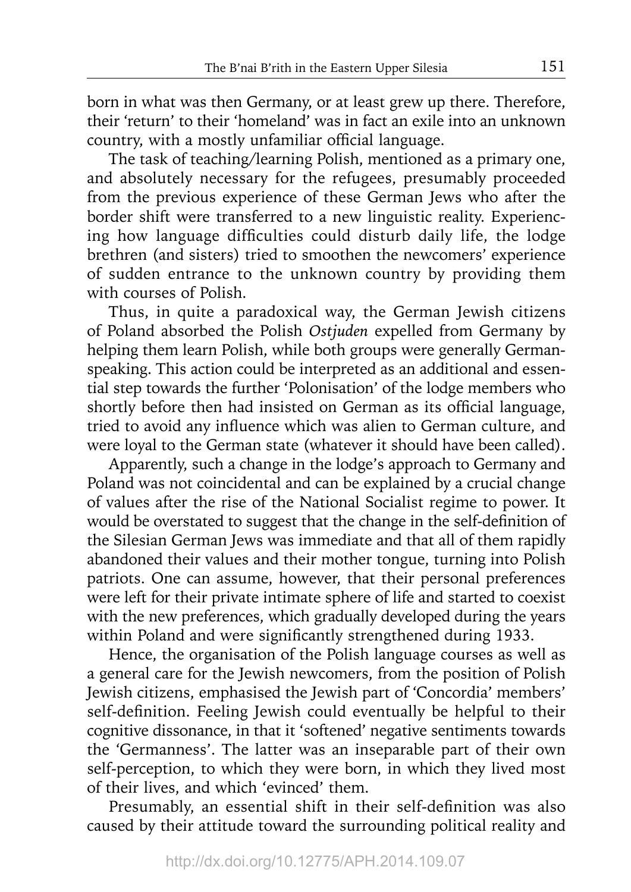born in what was then Germany, or at least grew up there. Therefore, their 'return' to their 'homeland' was in fact an exile into an unknown country, with a mostly unfamiliar official language.

The task of teaching/learning Polish, mentioned as a primary one, and absolutely necessary for the refugees, presumably proceeded from the previous experience of these German Jews who after the border shift were transferred to a new linguistic reality. Experiencing how language difficulties could disturb daily life, the lodge brethren (and sisters) tried to smoothen the newcomers' experience of sudden entrance to the unknown country by providing them with courses of Polish.

Thus, in quite a paradoxical way, the German Jewish citizens of Poland absorbed the Polish *Ostjuden* expelled from Germany by helping them learn Polish, while both groups were generally German-speaking. This action could be interpreted as an additional and essential step towards the further 'Polonisation' of the lodge members who shortly before then had insisted on German as its official language, tried to avoid any influence which was alien to German culture, and were loyal to the German state (whatever it should have been called).

Apparently, such a change in the lodge's approach to Germany and Poland was not coincidental and can be explained by a crucial change of values after the rise of the National Socialist regime to power. It would be overstated to suggest that the change in the self-definition of the Silesian German Jews was immediate and that all of them rapidly abandoned their values and their mother tongue, turning into Polish patriots. One can assume, however, that their personal preferences were left for their private intimate sphere of life and started to coexist with the new preferences, which gradually developed during the years within Poland and were significantly strengthened during 1933.

Hence, the organisation of the Polish language courses as well as a general care for the Jewish newcomers, from the position of Polish Jewish citizens, emphasised the Jewish part of 'Concordia' members' self-definition. Feeling Jewish could eventually be helpful to their cognitive dissonance, in that it 'softened' negative sentiments towards the 'Germanness'. The latter was an inseparable part of their own self-perception, to which they were born, in which they lived most of their lives, and which 'evinced' them.

Presumably, an essential shift in their self-definition was also caused by their attitude toward the surrounding political reality and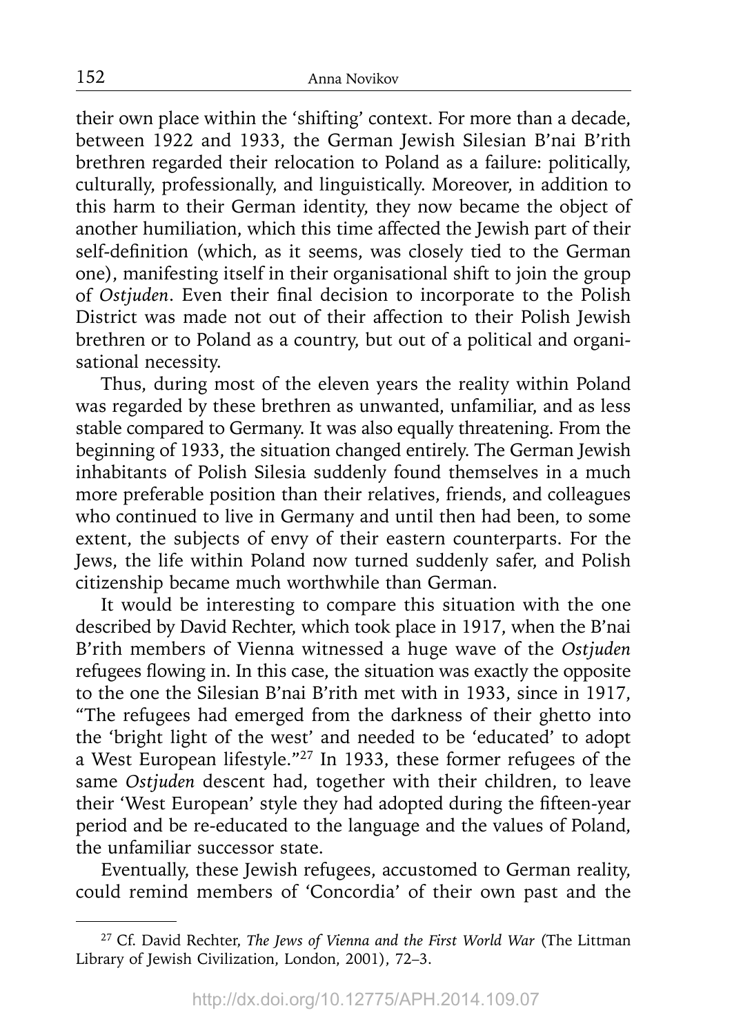their own place within the 'shifting' context. For more than a decade, between 1922 and 1933, the German Jewish Silesian B'nai B'rith brethren regarded their relocation to Poland as a failure: politically, culturally, professionally, and linguistically. Moreover, in addition to this harm to their German identity, they now became the object of another humiliation, which this time affected the Jewish part of their self-definition (which, as it seems, was closely tied to the German one), manifesting itself in their organisational shift to join the group of *Ostjuden*. Even their final decision to incorporate to the Polish District was made not out of their affection to their Polish Jewish brethren or to Poland as a country, but out of a political and organisational necessity.

Thus, during most of the eleven years the reality within Poland was regarded by these brethren as unwanted, unfamiliar, and as less stable compared to Germany. It was also equally threatening. From the beginning of 1933, the situation changed entirely. The German Jewish inhabitants of Polish Silesia suddenly found themselves in a much more preferable position than their relatives, friends, and colleagues who continued to live in Germany and until then had been, to some extent, the subjects of envy of their eastern counterparts. For the Jews, the life within Poland now turned suddenly safer, and Polish citizenship became much worthwhile than German.

It would be interesting to compare this situation with the one described by David Rechter, which took place in 1917, when the B'nai B'rith members of Vienna witnessed a huge wave of the *Ostjuden* refugees flowing in. In this case, the situation was exactly the opposite to the one the Silesian B'nai B'rith met with in 1933, since in 1917, "The refugees had emerged from the darkness of their ghetto into the 'bright light of the west' and needed to be 'educated' to adopt a West European lifestyle."[27] In 1933, these former refugees of the same *Ostjuden* descent had, together with their children, to leave their 'West European' style they had adopted during the fifteen-year period and be re-educated to the language and the values of Poland, the unfamiliar successor state.

Eventually, these Jewish refugees, accustomed to German reality, could remind members of 'Concordia' of their own past and the

---

[27] Cf. David Rechter, *The Jews of Vienna and the First World War* (The Littman Library of Jewish Civilization, London, 2001), 72–3.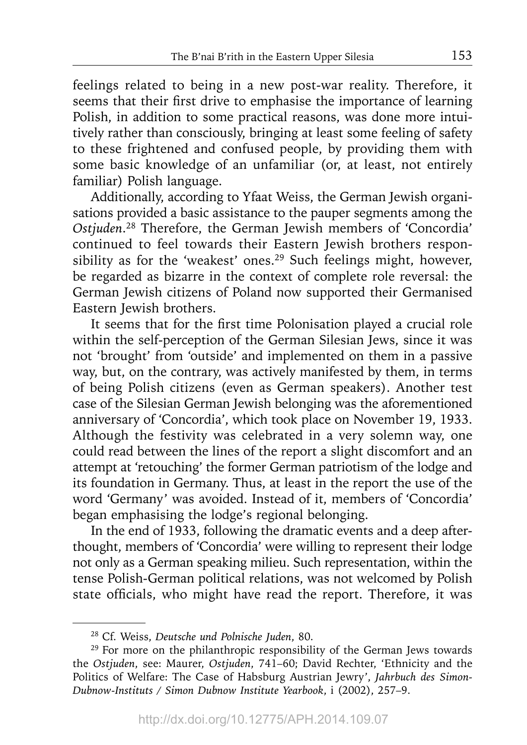feelings related to being in a new post-war reality. Therefore, it seems that their first drive to emphasise the importance of learning Polish, in addition to some practical reasons, was done more intuitively rather than consciously, bringing at least some feeling of safety to these frightened and confused people, by providing them with some basic knowledge of an unfamiliar (or, at least, not entirely familiar) Polish language.

Additionally, according to Yfaat Weiss, the German Jewish organisations provided a basic assistance to the pauper segments among the *Ostjuden*.[28] Therefore, the German Jewish members of 'Concordia' continued to feel towards their Eastern Jewish brothers responsibility as for the 'weakest' ones.[29] Such feelings might, however, be regarded as bizarre in the context of complete role reversal: the German Jewish citizens of Poland now supported their Germanised Eastern Jewish brothers.

It seems that for the first time Polonisation played a crucial role within the self-perception of the German Silesian Jews, since it was not 'brought' from 'outside' and implemented on them in a passive way, but, on the contrary, was actively manifested by them, in terms of being Polish citizens (even as German speakers). Another test case of the Silesian German Jewish belonging was the aforementioned anniversary of 'Concordia', which took place on November 19, 1933. Although the festivity was celebrated in a very solemn way, one could read between the lines of the report a slight discomfort and an attempt at 'retouching' the former German patriotism of the lodge and its foundation in Germany. Thus, at least in the report the use of the word 'Germany' was avoided. Instead of it, members of 'Concordia' began emphasising the lodge's regional belonging.

In the end of 1933, following the dramatic events and a deep afterthought, members of 'Concordia' were willing to represent their lodge not only as a German speaking milieu. Such representation, within the tense Polish-German political relations, was not welcomed by Polish state officials, who might have read the report. Therefore, it was

---

[28] Cf. Weiss, *Deutsche und Polnische Juden*, 80.

[29] For more on the philanthropic responsibility of the German Jews towards the *Ostjuden*, see: Maurer, *Ostjuden*, 741–60; David Rechter, 'Ethnicity and the Politics of Welfare: The Case of Habsburg Austrian Jewry', *Jahrbuch des Simon-Dubnow-Instituts / Simon Dubnow Institute Yearbook*, i (2002), 257–9.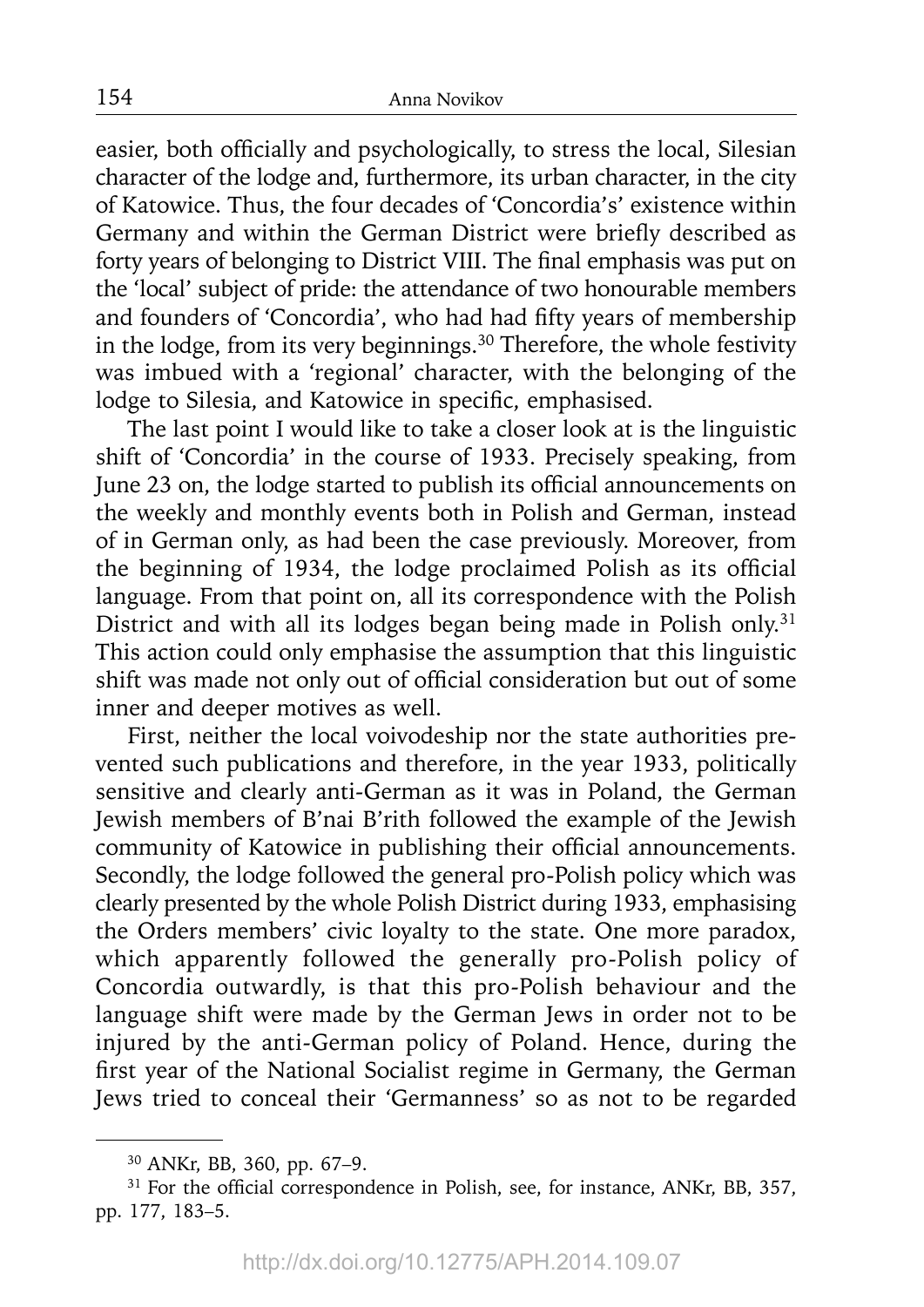easier, both officially and psychologically, to stress the local, Silesian character of the lodge and, furthermore, its urban character, in the city of Katowice. Thus, the four decades of 'Concordia's' existence within Germany and within the German District were briefly described as forty years of belonging to District VIII. The final emphasis was put on the 'local' subject of pride: the attendance of two honourable members and founders of 'Concordia', who had had fifty years of membership in the lodge, from its very beginnings.[30] Therefore, the whole festivity was imbued with a 'regional' character, with the belonging of the lodge to Silesia, and Katowice in specific, emphasised.

The last point I would like to take a closer look at is the linguistic shift of 'Concordia' in the course of 1933. Precisely speaking, from June 23 on, the lodge started to publish its official announcements on the weekly and monthly events both in Polish and German, instead of in German only, as had been the case previously. Moreover, from the beginning of 1934, the lodge proclaimed Polish as its official language. From that point on, all its correspondence with the Polish District and with all its lodges began being made in Polish only.[31] This action could only emphasise the assumption that this linguistic shift was made not only out of official consideration but out of some inner and deeper motives as well.

First, neither the local voivodeship nor the state authorities prevented such publications and therefore, in the year 1933, politically sensitive and clearly anti-German as it was in Poland, the German Jewish members of B'nai B'rith followed the example of the Jewish community of Katowice in publishing their official announcements. Secondly, the lodge followed the general pro-Polish policy which was clearly presented by the whole Polish District during 1933, emphasising the Orders members' civic loyalty to the state. One more paradox, which apparently followed the generally pro-Polish policy of Concordia outwardly, is that this pro-Polish behaviour and the language shift were made by the German Jews in order not to be injured by the anti-German policy of Poland. Hence, during the first year of the National Socialist regime in Germany, the German Jews tried to conceal their 'Germanness' so as not to be regarded

---

[30] ANKr, BB, 360, pp. 67–9.

[31] For the official correspondence in Polish, see, for instance, ANKr, BB, 357, pp. 177, 183–5.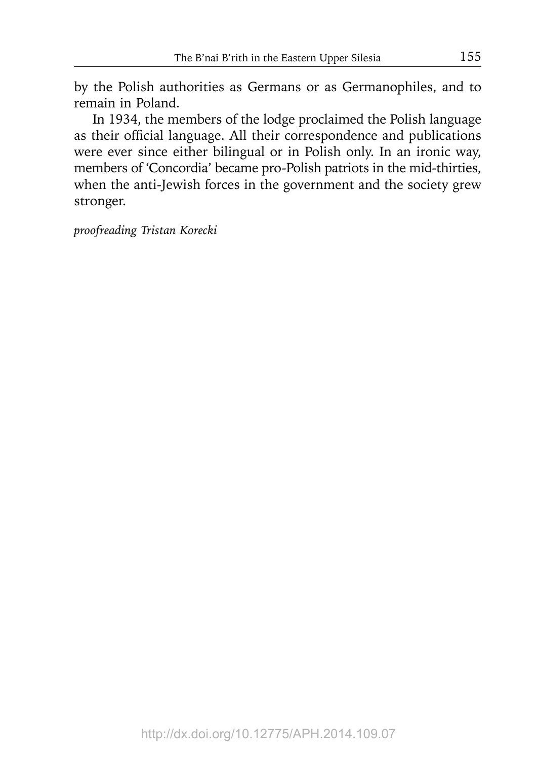by the Polish authorities as Germans or as Germanophiles, and to remain in Poland.

In 1934, the members of the lodge proclaimed the Polish language as their official language. All their correspondence and publications were ever since either bilingual or in Polish only. In an ironic way, members of 'Concordia' became pro-Polish patriots in the mid-thirties, when the anti-Jewish forces in the government and the society grew stronger.

*proofreading Tristan Korecki*

http://dx.doi.org/10.12775/APH.2014.109.07